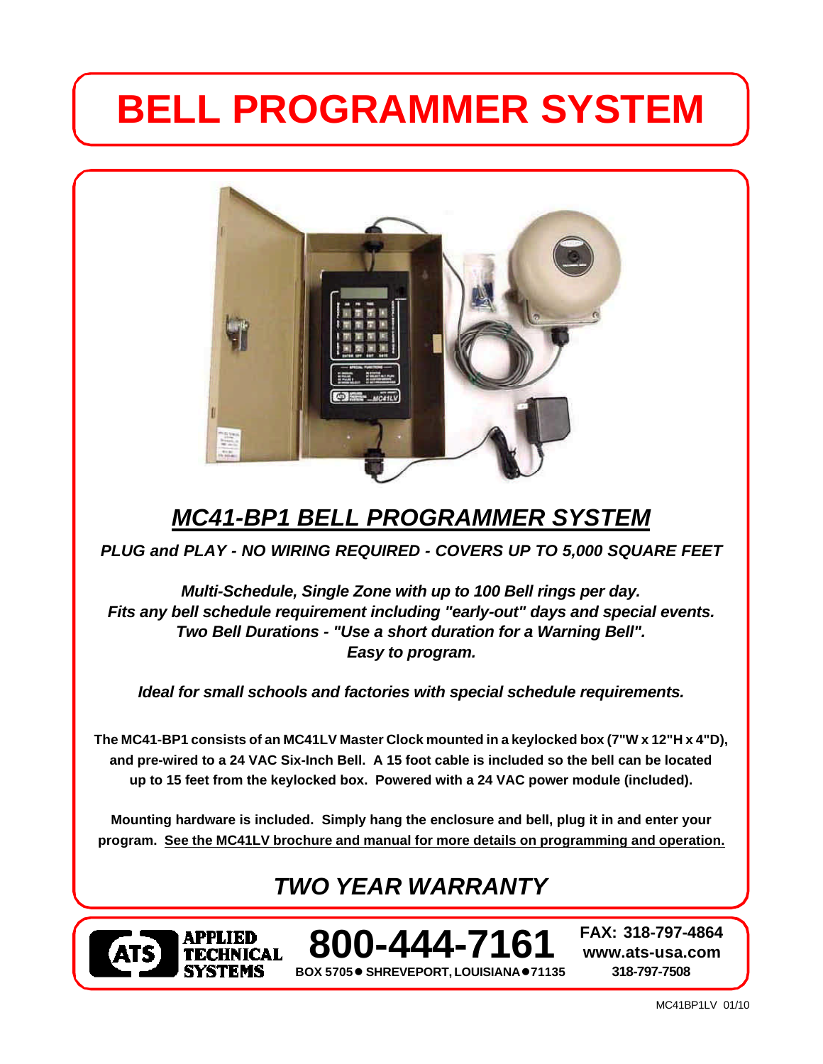# BELL PROGRAMMER SYSTEM

## *MC41-BP1 BELL PROGRAMMER SYSTEM*

***PLUG and PLAY - NO WIRING REQUIRED - COVERS UP TO 5,000 SQUARE FEET***

***Multi-Schedule, Single Zone with up to 100 Bell rings per day.***
***Fits any bell schedule requirement including "early-out" days and special events.***
***Two Bell Durations - "Use a short duration for a Warning Bell".***
***Easy to program.***

***Ideal for small schools and factories with special schedule requirements.***

**The MC41-BP1 consists of an MC41LV Master Clock mounted in a keylocked box (7"W x 12"H x 4"D), and pre-wired to a 24 VAC Six-Inch Bell. A 15 foot cable is included so the bell can be located up to 15 feet from the keylocked box. Powered with a 24 VAC power module (included).**

**Mounting hardware is included. Simply hang the enclosure and bell, plug it in and enter your program. <u>See the MC41LV brochure and manual for more details on programming and operation.</u>**

## *TWO YEAR WARRANTY*

**ATS APPLIED TECHNICAL SYSTEMS**

**800-444-7161**

**BOX 5705 ● SHREVEPORT, LOUISIANA ● 71135**

**FAX: 318-797-4864**
**www.ats-usa.com**
**318-797-7508**

MC41BP1LV 01/10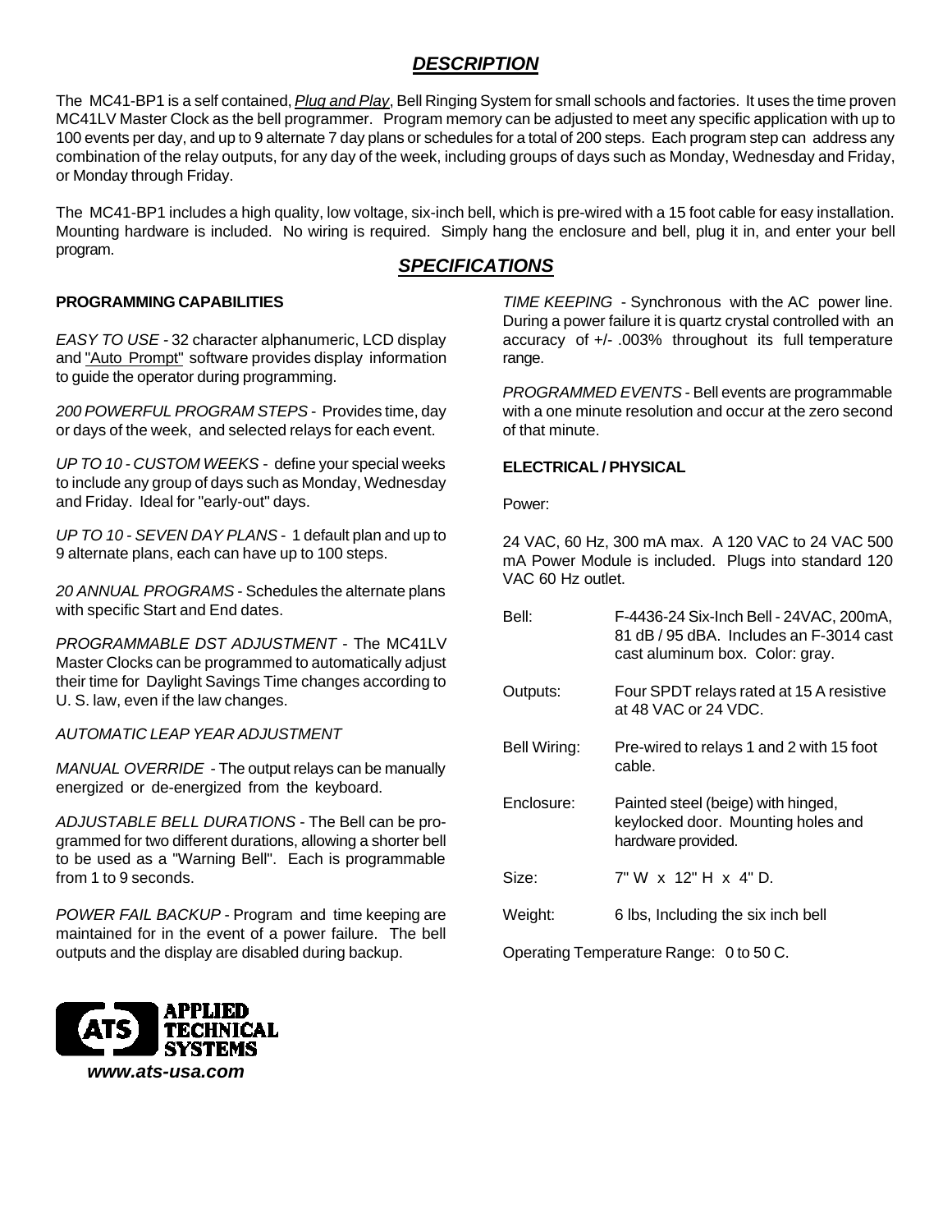## *DESCRIPTION*

The MC41-BP1 is a self contained, *Plug and Play*, Bell Ringing System for small schools and factories. It uses the time proven MC41LV Master Clock as the bell programmer. Program memory can be adjusted to meet any specific application with up to 100 events per day, and up to 9 alternate 7 day plans or schedules for a total of 200 steps. Each program step can address any combination of the relay outputs, for any day of the week, including groups of days such as Monday, Wednesday and Friday, or Monday through Friday.

The MC41-BP1 includes a high quality, low voltage, six-inch bell, which is pre-wired with a 15 foot cable for easy installation. Mounting hardware is included. No wiring is required. Simply hang the enclosure and bell, plug it in, and enter your bell program.

## *SPECIFICATIONS*

**PROGRAMMING CAPABILITIES**

*EASY TO USE* - 32 character alphanumeric, LCD display and "Auto Prompt" software provides display information to guide the operator during programming.

*200 POWERFUL PROGRAM STEPS* - Provides time, day or days of the week, and selected relays for each event.

*UP TO 10 - CUSTOM WEEKS* - define your special weeks to include any group of days such as Monday, Wednesday and Friday. Ideal for "early-out" days.

*UP TO 10 - SEVEN DAY PLANS* - 1 default plan and up to 9 alternate plans, each can have up to 100 steps.

*20 ANNUAL PROGRAMS* - Schedules the alternate plans with specific Start and End dates.

*PROGRAMMABLE DST ADJUSTMENT* - The MC41LV Master Clocks can be programmed to automatically adjust their time for Daylight Savings Time changes according to U. S. law, even if the law changes.

*AUTOMATIC LEAP YEAR ADJUSTMENT*

*MANUAL OVERRIDE* - The output relays can be manually energized or de-energized from the keyboard.

*ADJUSTABLE BELL DURATIONS* - The Bell can be programmed for two different durations, allowing a shorter bell to be used as a "Warning Bell". Each is programmable from 1 to 9 seconds.

*POWER FAIL BACKUP* - Program and time keeping are maintained for in the event of a power failure. The bell outputs and the display are disabled during backup.

*TIME KEEPING* - Synchronous with the AC power line. During a power failure it is quartz crystal controlled with an accuracy of +/- .003% throughout its full temperature range.

*PROGRAMMED EVENTS* - Bell events are programmable with a one minute resolution and occur at the zero second of that minute.

**ELECTRICAL / PHYSICAL**

Power:

24 VAC, 60 Hz, 300 mA max. A 120 VAC to 24 VAC 500 mA Power Module is included. Plugs into standard 120 VAC 60 Hz outlet.

| | |
|---|---|
| Bell: | F-4436-24 Six-Inch Bell - 24VAC, 200mA, 81 dB / 95 dBA. Includes an F-3014 cast cast aluminum box. Color: gray. |
| Outputs: | Four SPDT relays rated at 15 A resistive at 48 VAC or 24 VDC. |
| Bell Wiring: | Pre-wired to relays 1 and 2 with 15 foot cable. |
| Enclosure: | Painted steel (beige) with hinged, keylocked door. Mounting holes and hardware provided. |
| Size: | 7" W x 12" H x 4" D. |
| Weight: | 6 lbs, Including the six inch bell |

Operating Temperature Range: 0 to 50 C.

ATS APPLIED TECHNICAL SYSTEMS

*www.ats-usa.com*